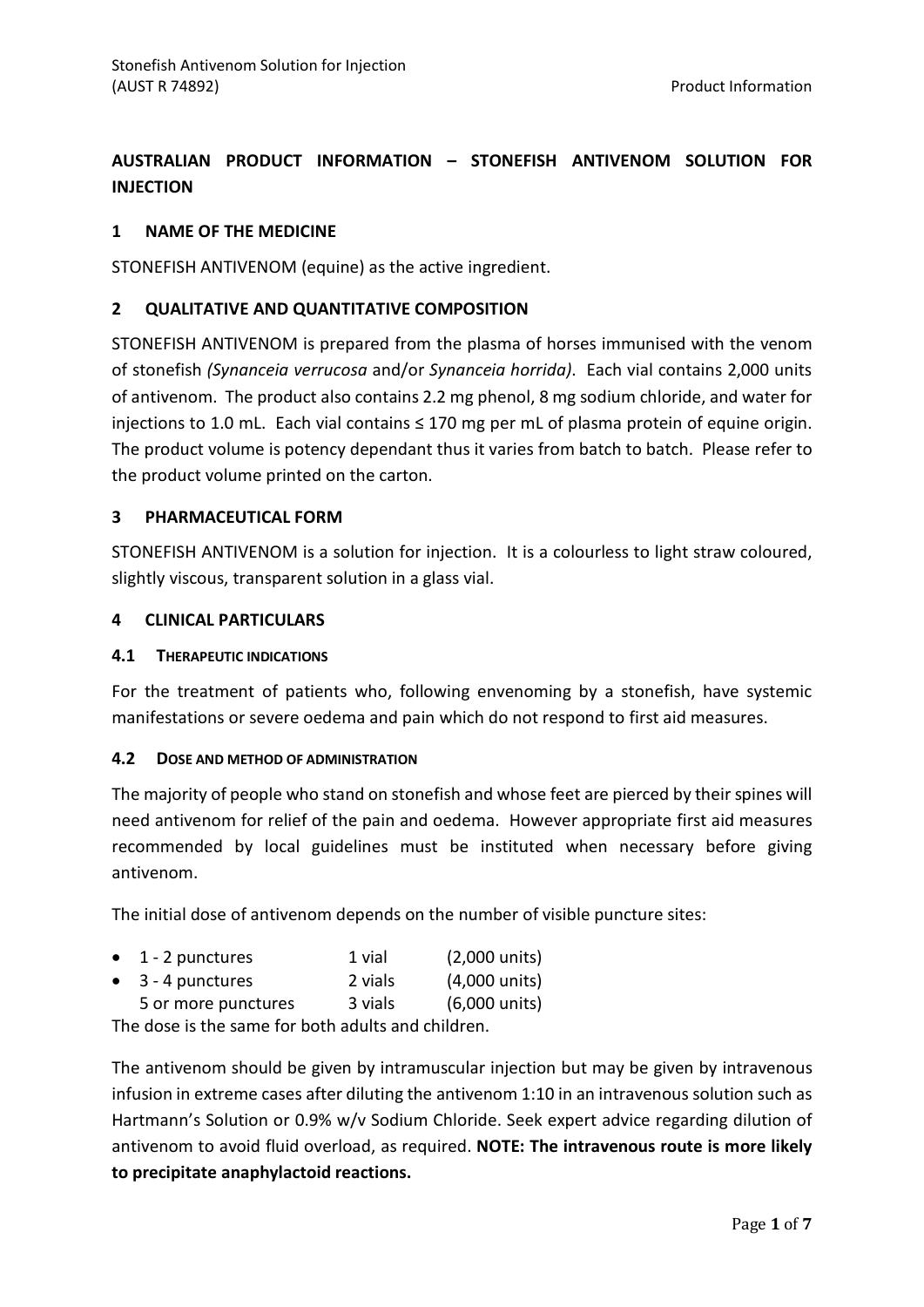# AUSTRALIAN PRODUCT INFORMATION – STONEFISH ANTIVENOM SOLUTION FOR INJECTION

## 1 NAME OF THE MEDICINE

STONEFISH ANTIVENOM (equine) as the active ingredient.

## 2 QUALITATIVE AND QUANTITATIVE COMPOSITION

STONEFISH ANTIVENOM is prepared from the plasma of horses immunised with the venom of stonefish *(Synanceia verrucosa* and/or *Synanceia horrida)*. Each vial contains 2,000 units of antivenom. The product also contains 2.2 mg phenol, 8 mg sodium chloride, and water for injections to 1.0 mL. Each vial contains ≤ 170 mg per mL of plasma protein of equine origin. The product volume is potency dependant thus it varies from batch to batch. Please refer to the product volume printed on the carton.

## 3 PHARMACEUTICAL FORM

STONEFISH ANTIVENOM is a solution for injection. It is a colourless to light straw coloured, slightly viscous, transparent solution in a glass vial.

## 4 CLINICAL PARTICULARS

### 4.1 THERAPEUTIC INDICATIONS

For the treatment of patients who, following envenoming by a stonefish, have systemic manifestations or severe oedema and pain which do not respond to first aid measures.

### 4.2 DOSE AND METHOD OF ADMINISTRATION

The majority of people who stand on stonefish and whose feet are pierced by their spines will need antivenom for relief of the pain and oedema. However appropriate first aid measures recommended by local guidelines must be instituted when necessary before giving antivenom.

The initial dose of antivenom depends on the number of visible puncture sites:

- 1 - 2 punctures 1 vial (2,000 units)
- 3 - 4 punctures 2 vials (4,000 units)

  5 or more punctures 3 vials (6,000 units)

The dose is the same for both adults and children.

The antivenom should be given by intramuscular injection but may be given by intravenous infusion in extreme cases after diluting the antivenom 1:10 in an intravenous solution such as Hartmann's Solution or 0.9% w/v Sodium Chloride. Seek expert advice regarding dilution of antivenom to avoid fluid overload, as required. **NOTE: The intravenous route is more likely to precipitate anaphylactoid reactions.**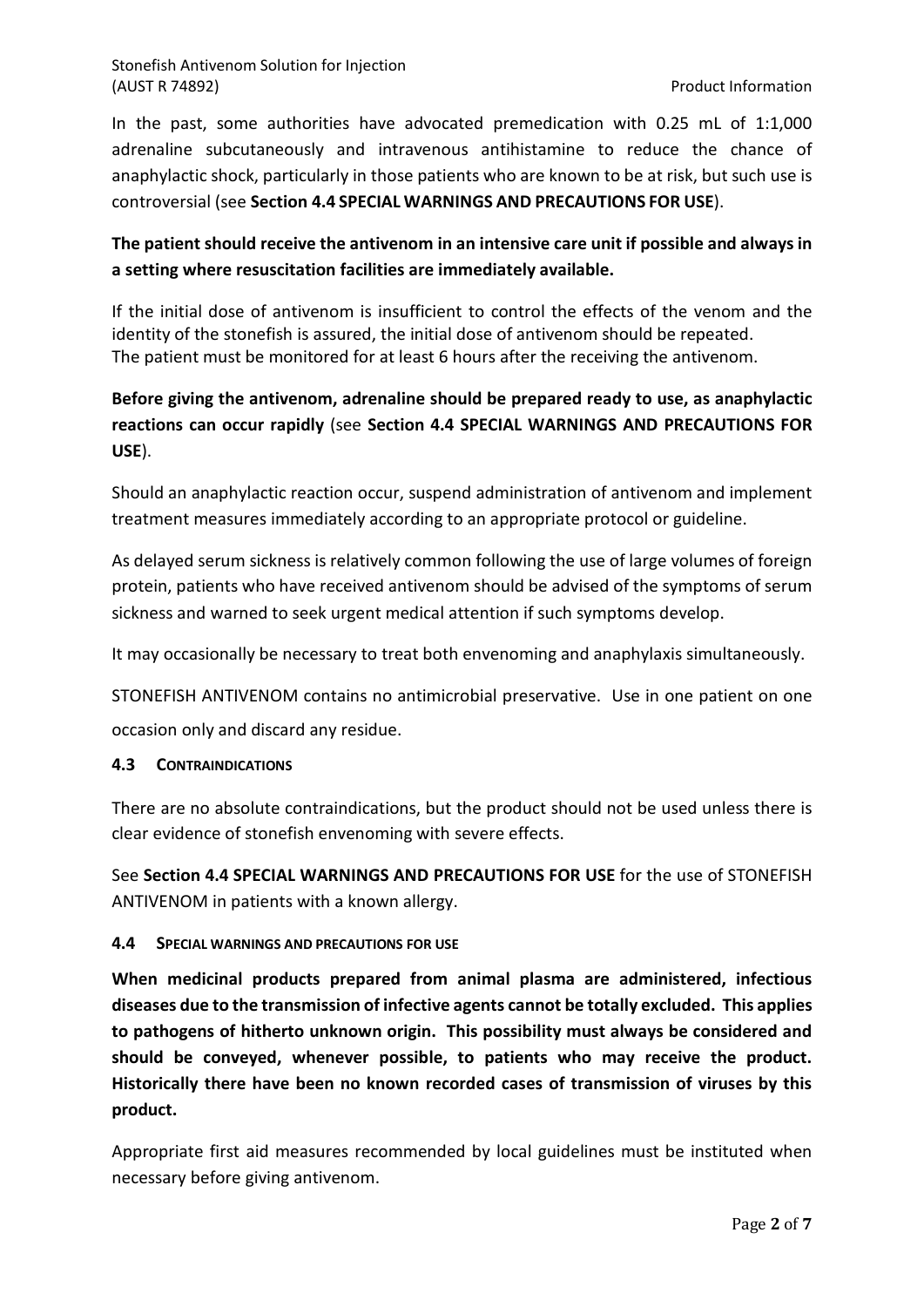In the past, some authorities have advocated premedication with 0.25 mL of 1:1,000 adrenaline subcutaneously and intravenous antihistamine to reduce the chance of anaphylactic shock, particularly in those patients who are known to be at risk, but such use is controversial (see **Section 4.4 SPECIAL WARNINGS AND PRECAUTIONS FOR USE**).

**The patient should receive the antivenom in an intensive care unit if possible and always in a setting where resuscitation facilities are immediately available.**

If the initial dose of antivenom is insufficient to control the effects of the venom and the identity of the stonefish is assured, the initial dose of antivenom should be repeated.
The patient must be monitored for at least 6 hours after the receiving the antivenom.

**Before giving the antivenom, adrenaline should be prepared ready to use, as anaphylactic reactions can occur rapidly** (see **Section 4.4 SPECIAL WARNINGS AND PRECAUTIONS FOR USE**).

Should an anaphylactic reaction occur, suspend administration of antivenom and implement treatment measures immediately according to an appropriate protocol or guideline.

As delayed serum sickness is relatively common following the use of large volumes of foreign protein, patients who have received antivenom should be advised of the symptoms of serum sickness and warned to seek urgent medical attention if such symptoms develop.

It may occasionally be necessary to treat both envenoming and anaphylaxis simultaneously.

STONEFISH ANTIVENOM contains no antimicrobial preservative. Use in one patient on one occasion only and discard any residue.

### 4.3 CONTRAINDICATIONS

There are no absolute contraindications, but the product should not be used unless there is clear evidence of stonefish envenoming with severe effects.

See **Section 4.4 SPECIAL WARNINGS AND PRECAUTIONS FOR USE** for the use of STONEFISH ANTIVENOM in patients with a known allergy.

### 4.4 SPECIAL WARNINGS AND PRECAUTIONS FOR USE

**When medicinal products prepared from animal plasma are administered, infectious diseases due to the transmission of infective agents cannot be totally excluded. This applies to pathogens of hitherto unknown origin. This possibility must always be considered and should be conveyed, whenever possible, to patients who may receive the product. Historically there have been no known recorded cases of transmission of viruses by this product.**

Appropriate first aid measures recommended by local guidelines must be instituted when necessary before giving antivenom.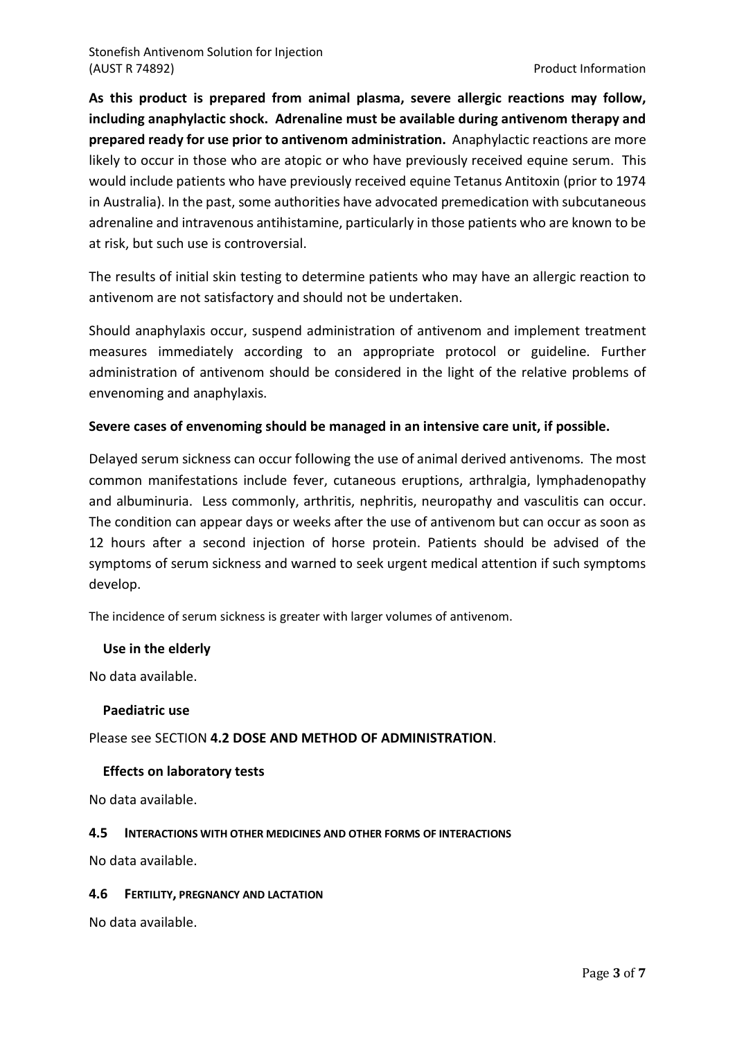**As this product is prepared from animal plasma, severe allergic reactions may follow, including anaphylactic shock. Adrenaline must be available during antivenom therapy and prepared ready for use prior to antivenom administration.** Anaphylactic reactions are more likely to occur in those who are atopic or who have previously received equine serum. This would include patients who have previously received equine Tetanus Antitoxin (prior to 1974 in Australia). In the past, some authorities have advocated premedication with subcutaneous adrenaline and intravenous antihistamine, particularly in those patients who are known to be at risk, but such use is controversial.

The results of initial skin testing to determine patients who may have an allergic reaction to antivenom are not satisfactory and should not be undertaken.

Should anaphylaxis occur, suspend administration of antivenom and implement treatment measures immediately according to an appropriate protocol or guideline. Further administration of antivenom should be considered in the light of the relative problems of envenoming and anaphylaxis.

**Severe cases of envenoming should be managed in an intensive care unit, if possible.**

Delayed serum sickness can occur following the use of animal derived antivenoms. The most common manifestations include fever, cutaneous eruptions, arthralgia, lymphadenopathy and albuminuria. Less commonly, arthritis, nephritis, neuropathy and vasculitis can occur. The condition can appear days or weeks after the use of antivenom but can occur as soon as 12 hours after a second injection of horse protein. Patients should be advised of the symptoms of serum sickness and warned to seek urgent medical attention if such symptoms develop.

The incidence of serum sickness is greater with larger volumes of antivenom.

### Use in the elderly

No data available.

### Paediatric use

Please see SECTION **4.2 DOSE AND METHOD OF ADMINISTRATION**.

### Effects on laboratory tests

No data available.

## 4.5 INTERACTIONS WITH OTHER MEDICINES AND OTHER FORMS OF INTERACTIONS

No data available.

## 4.6 FERTILITY, PREGNANCY AND LACTATION

No data available.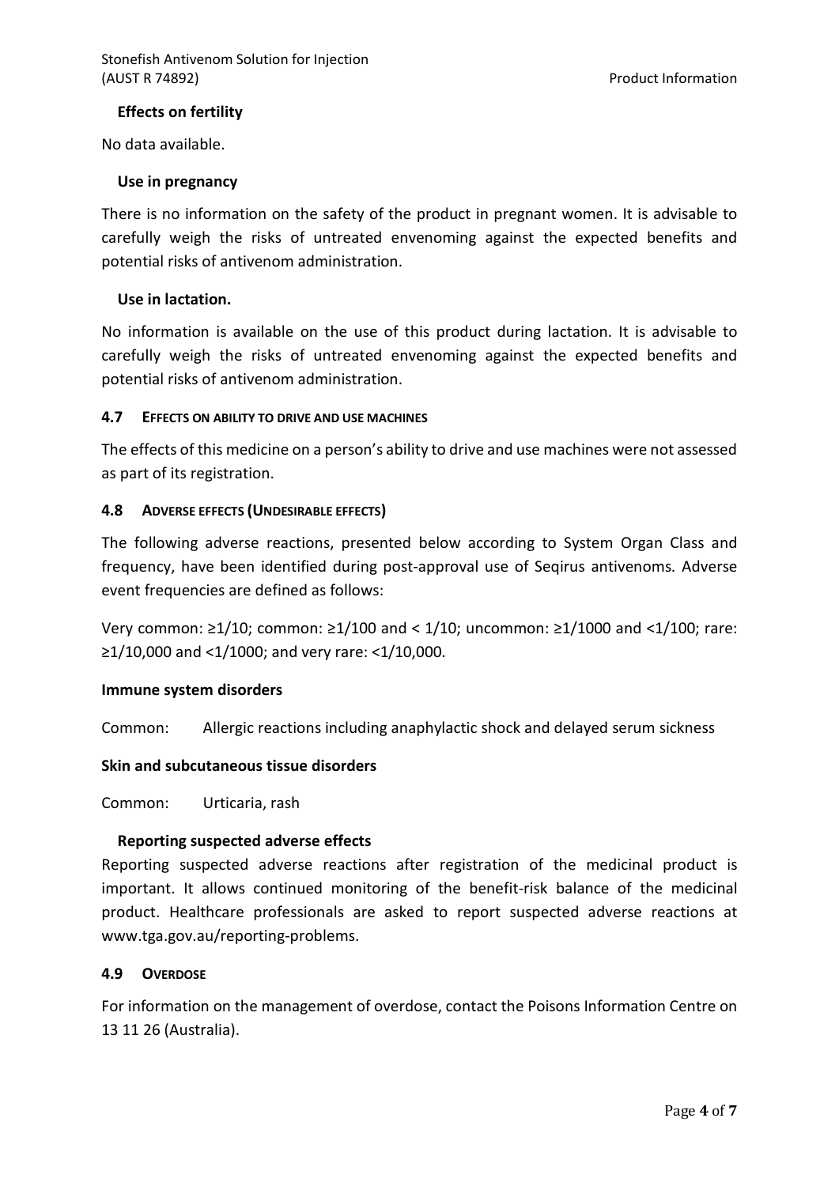### Effects on fertility

No data available.

### Use in pregnancy

There is no information on the safety of the product in pregnant women. It is advisable to carefully weigh the risks of untreated envenoming against the expected benefits and potential risks of antivenom administration.

### Use in lactation.

No information is available on the use of this product during lactation. It is advisable to carefully weigh the risks of untreated envenoming against the expected benefits and potential risks of antivenom administration.

## 4.7 EFFECTS ON ABILITY TO DRIVE AND USE MACHINES

The effects of this medicine on a person's ability to drive and use machines were not assessed as part of its registration.

## 4.8 ADVERSE EFFECTS (UNDESIRABLE EFFECTS)

The following adverse reactions, presented below according to System Organ Class and frequency, have been identified during post-approval use of Seqirus antivenoms. Adverse event frequencies are defined as follows:

Very common: ≥1/10; common: ≥1/100 and < 1/10; uncommon: ≥1/1000 and <1/100; rare: ≥1/10,000 and <1/1000; and very rare: <1/10,000.

**Immune system disorders**

Common: Allergic reactions including anaphylactic shock and delayed serum sickness

**Skin and subcutaneous tissue disorders**

Common: Urticaria, rash

### Reporting suspected adverse effects

Reporting suspected adverse reactions after registration of the medicinal product is important. It allows continued monitoring of the benefit-risk balance of the medicinal product. Healthcare professionals are asked to report suspected adverse reactions at www.tga.gov.au/reporting-problems.

## 4.9 OVERDOSE

For information on the management of overdose, contact the Poisons Information Centre on 13 11 26 (Australia).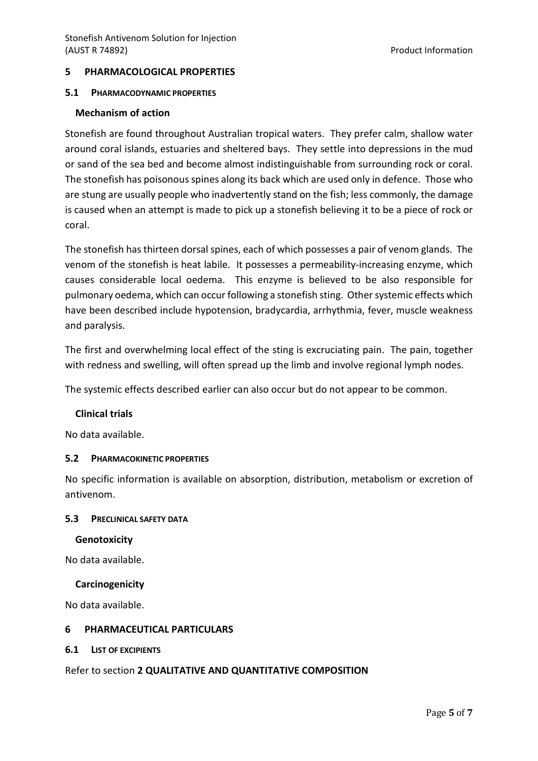## 5 PHARMACOLOGICAL PROPERTIES

### 5.1 PHARMACODYNAMIC PROPERTIES

#### Mechanism of action

Stonefish are found throughout Australian tropical waters. They prefer calm, shallow water around coral islands, estuaries and sheltered bays. They settle into depressions in the mud or sand of the sea bed and become almost indistinguishable from surrounding rock or coral. The stonefish has poisonous spines along its back which are used only in defence. Those who are stung are usually people who inadvertently stand on the fish; less commonly, the damage is caused when an attempt is made to pick up a stonefish believing it to be a piece of rock or coral.

The stonefish has thirteen dorsal spines, each of which possesses a pair of venom glands. The venom of the stonefish is heat labile. It possesses a permeability-increasing enzyme, which causes considerable local oedema. This enzyme is believed to be also responsible for pulmonary oedema, which can occur following a stonefish sting. Other systemic effects which have been described include hypotension, bradycardia, arrhythmia, fever, muscle weakness and paralysis.

The first and overwhelming local effect of the sting is excruciating pain. The pain, together with redness and swelling, will often spread up the limb and involve regional lymph nodes.

The systemic effects described earlier can also occur but do not appear to be common.

#### Clinical trials

No data available.

### 5.2 PHARMACOKINETIC PROPERTIES

No specific information is available on absorption, distribution, metabolism or excretion of antivenom.

### 5.3 PRECLINICAL SAFETY DATA

#### Genotoxicity

No data available.

#### Carcinogenicity

No data available.

## 6 PHARMACEUTICAL PARTICULARS

### 6.1 LIST OF EXCIPIENTS

Refer to section **2 QUALITATIVE AND QUANTITATIVE COMPOSITION**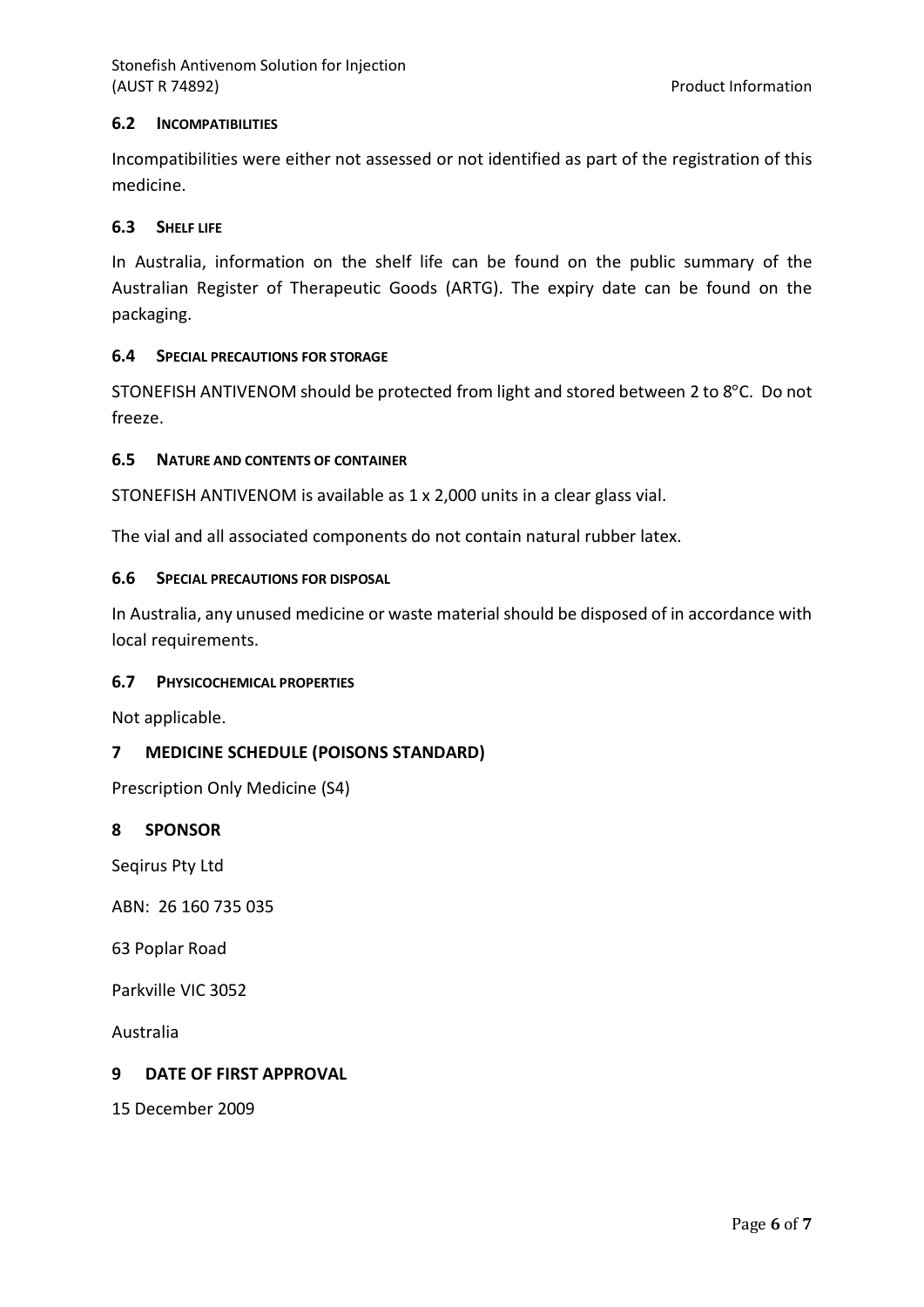### 6.2 INCOMPATIBILITIES

Incompatibilities were either not assessed or not identified as part of the registration of this medicine.

### 6.3 SHELF LIFE

In Australia, information on the shelf life can be found on the public summary of the Australian Register of Therapeutic Goods (ARTG). The expiry date can be found on the packaging.

### 6.4 SPECIAL PRECAUTIONS FOR STORAGE

STONEFISH ANTIVENOM should be protected from light and stored between 2 to 8°C. Do not freeze.

### 6.5 NATURE AND CONTENTS OF CONTAINER

STONEFISH ANTIVENOM is available as 1 x 2,000 units in a clear glass vial.

The vial and all associated components do not contain natural rubber latex.

### 6.6 SPECIAL PRECAUTIONS FOR DISPOSAL

In Australia, any unused medicine or waste material should be disposed of in accordance with local requirements.

### 6.7 PHYSICOCHEMICAL PROPERTIES

Not applicable.

## 7 MEDICINE SCHEDULE (POISONS STANDARD)

Prescription Only Medicine (S4)

## 8 SPONSOR

Seqirus Pty Ltd

ABN: 26 160 735 035

63 Poplar Road

Parkville VIC 3052

Australia

## 9 DATE OF FIRST APPROVAL

15 December 2009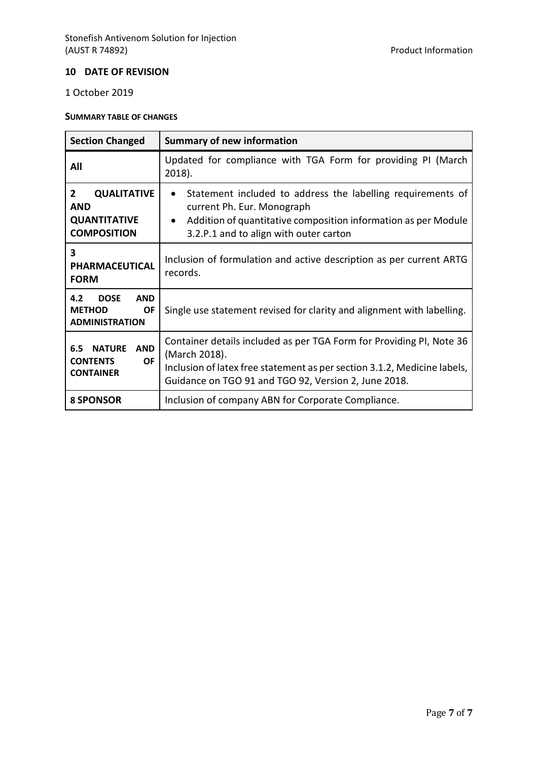## 10 DATE OF REVISION

1 October 2019

**SUMMARY TABLE OF CHANGES**

| Section Changed | Summary of new information |
|---|---|
| **All** | Updated for compliance with TGA Form for providing PI (March 2018). |
| **2 QUALITATIVE AND QUANTITATIVE COMPOSITION** | • Statement included to address the labelling requirements of current Ph. Eur. Monograph<br>• Addition of quantitative composition information as per Module 3.2.P.1 and to align with outer carton |
| **3 PHARMACEUTICAL FORM** | Inclusion of formulation and active description as per current ARTG records. |
| **4.2 DOSE AND METHOD OF ADMINISTRATION** | Single use statement revised for clarity and alignment with labelling. |
| **6.5 NATURE AND CONTENTS OF CONTAINER** | Container details included as per TGA Form for Providing PI, Note 36 (March 2018).<br>Inclusion of latex free statement as per section 3.1.2, Medicine labels, Guidance on TGO 91 and TGO 92, Version 2, June 2018. |
| **8 SPONSOR** | Inclusion of company ABN for Corporate Compliance. |